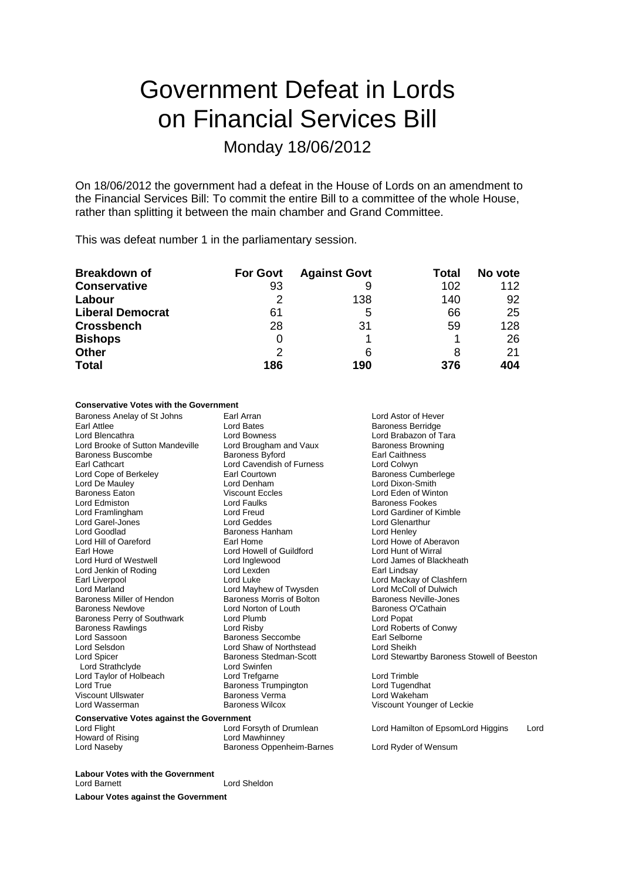# Government Defeat in Lords on Financial Services Bill

## Monday 18/06/2012

On 18/06/2012 the government had a defeat in the House of Lords on an amendment to the Financial Services Bill: To commit the entire Bill to a committee of the whole House, rather than splitting it between the main chamber and Grand Committee.

This was defeat number 1 in the parliamentary session.

| Breakdown of | For Govt | Against Govt | Total | No vote |
|---|---|---|---|---|
| Conservative | 93 | 9 | 102 | 112 |
| Labour | 2 | 138 | 140 | 92 |
| Liberal Democrat | 61 | 5 | 66 | 25 |
| Crossbench | 28 | 31 | 59 | 128 |
| Bishops | 0 | 1 | 1 | 26 |
| Other | 2 | 6 | 8 | 21 |
| Total | 186 | 190 | 376 | 404 |

**Conservative Votes with the Government**

Baroness Anelay of St Johns, Earl Arran, Lord Astor of Hever, Earl Attlee, Lord Bates, Baroness Berridge, Lord Blencathra, Lord Bowness, Lord Brabazon of Tara, Lord Brooke of Sutton Mandeville, Lord Brougham and Vaux, Baroness Browning, Baroness Buscombe, Baroness Byford, Earl Caithness, Earl Cathcart, Lord Cavendish of Furness, Lord Colwyn, Lord Cope of Berkeley, Earl Courtown, Baroness Cumberlege, Lord De Mauley, Lord Denham, Lord Dixon-Smith, Baroness Eaton, Viscount Eccles, Lord Eden of Winton, Lord Edmiston, Lord Faulks, Baroness Fookes, Lord Framlingham, Lord Freud, Lord Gardiner of Kimble, Lord Garel-Jones, Lord Geddes, Lord Glenarthur, Lord Goodlad, Baroness Hanham, Lord Henley, Lord Hill of Oareford, Earl Home, Lord Howe of Aberavon, Earl Howe, Lord Howell of Guildford, Lord Hunt of Wirral, Lord Hurd of Westwell, Lord Inglewood, Lord James of Blackheath, Lord Jenkin of Roding, Lord Lexden, Earl Lindsay, Earl Liverpool, Lord Luke, Lord Mackay of Clashfern, Lord Marland, Lord Mayhew of Twysden, Lord McColl of Dulwich, Baroness Miller of Hendon, Baroness Morris of Bolton, Baroness Neville-Jones, Baroness Newlove, Lord Norton of Louth, Baroness O'Cathain, Baroness Perry of Southwark, Lord Plumb, Lord Popat, Baroness Rawlings, Lord Risby, Lord Roberts of Conwy, Lord Sassoon, Baroness Seccombe, Earl Selborne, Lord Selsdon, Lord Shaw of Northstead, Lord Sheikh, Lord Spicer, Baroness Stedman-Scott, Lord Stewartby, Baroness Stowell of Beeston, Lord Strathclyde, Lord Swinfen, Lord Taylor of Holbeach, Lord Trefgarne, Lord Trimble, Lord True, Baroness Trumpington, Lord Tugendhat, Viscount Ullswater, Baroness Verma, Lord Wakeham, Lord Wasserman, Baroness Wilcox, Viscount Younger of Leckie

**Conservative Votes against the Government**

Lord Flight, Lord Forsyth of Drumlean, Lord Hamilton of Epsom, Lord Higgins, Lord Howard of Rising, Lord Mawhinney, Lord Naseby, Baroness Oppenheim-Barnes, Lord Ryder of Wensum

**Labour Votes with the Government**

Lord Barnett, Lord Sheldon

**Labour Votes against the Government**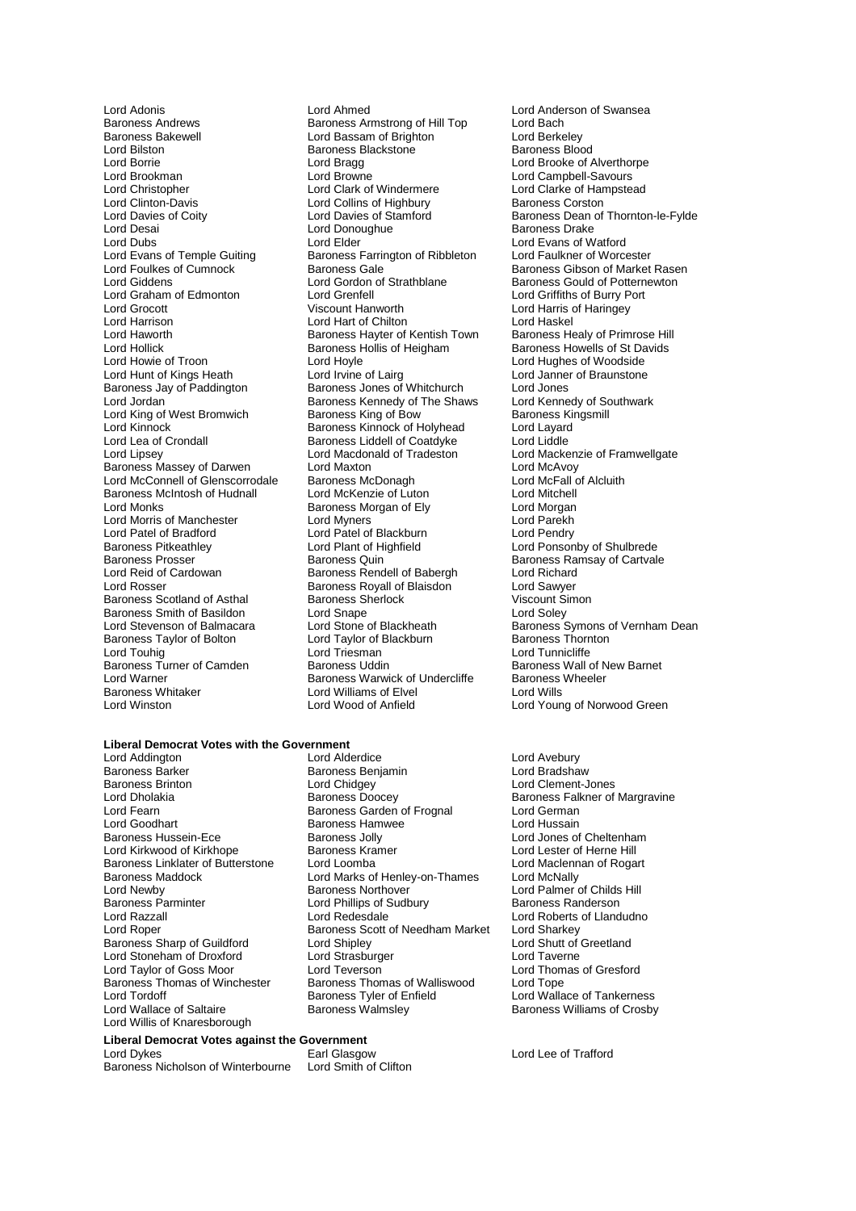Lord Adonis
Lord Ahmed
Lord Anderson of Swansea
Baroness Andrews
Baroness Armstrong of Hill Top
Lord Bach
Baroness Bakewell
Lord Bassam of Brighton
Lord Berkeley
Lord Bilston
Baroness Blackstone
Baroness Blood
Lord Borrie
Lord Bragg
Lord Brooke of Alverthorpe
Lord Brookman
Lord Browne
Lord Campbell-Savours
Lord Christopher
Lord Clark of Windermere
Lord Clarke of Hampstead
Lord Clinton-Davis
Lord Collins of Highbury
Baroness Corston
Lord Davies of Coity
Lord Davies of Stamford
Baroness Dean of Thornton-le-Fylde
Lord Desai
Lord Donoughue
Baroness Drake
Lord Dubs
Lord Elder
Lord Evans of Watford
Lord Evans of Temple Guiting
Baroness Farrington of Ribbleton
Lord Faulkner of Worcester
Lord Foulkes of Cumnock
Baroness Gale
Baroness Gibson of Market Rasen
Lord Giddens
Lord Gordon of Strathblane
Baroness Gould of Potternewton
Lord Graham of Edmonton
Lord Grenfell
Lord Griffiths of Burry Port
Lord Grocott
Viscount Hanworth
Lord Harris of Haringey
Lord Harrison
Lord Hart of Chilton
Lord Haskel
Lord Haworth
Baroness Hayter of Kentish Town
Baroness Healy of Primrose Hill
Lord Hollick
Baroness Hollis of Heigham
Baroness Howells of St Davids
Lord Howie of Troon
Lord Hoyle
Lord Hughes of Woodside
Lord Hunt of Kings Heath
Lord Irvine of Lairg
Lord Janner of Braunstone
Baroness Jay of Paddington
Baroness Jones of Whitchurch
Lord Jones
Lord Jordan
Baroness Kennedy of The Shaws
Lord Kennedy of Southwark
Lord King of West Bromwich
Baroness King of Bow
Baroness Kingsmill
Lord Kinnock
Baroness Kinnock of Holyhead
Lord Layard
Lord Lea of Crondall
Baroness Liddell of Coatdyke
Lord Liddle
Lord Lipsey
Lord Macdonald of Tradeston
Lord Mackenzie of Framwellgate
Baroness Massey of Darwen
Lord Maxton
Lord McAvoy
Lord McConnell of Glenscorrodale
Baroness McDonagh
Lord McFall of Alcluith
Baroness McIntosh of Hudnall
Lord McKenzie of Luton
Lord Mitchell
Lord Monks
Baroness Morgan of Ely
Lord Morgan
Lord Morris of Manchester
Lord Myners
Lord Parekh
Lord Patel of Bradford
Lord Patel of Blackburn
Lord Pendry
Baroness Pitkeathley
Lord Plant of Highfield
Lord Ponsonby of Shulbrede
Baroness Prosser
Baroness Quin
Baroness Ramsay of Cartvale
Lord Reid of Cardowan
Baroness Rendell of Babergh
Lord Richard
Lord Rosser
Baroness Royall of Blaisdon
Lord Sawyer
Baroness Scotland of Asthal
Baroness Sherlock
Viscount Simon
Baroness Smith of Basildon
Lord Snape
Lord Soley
Lord Stevenson of Balmacara
Lord Stone of Blackheath
Baroness Symons of Vernham Dean
Baroness Taylor of Bolton
Lord Taylor of Blackburn
Baroness Thornton
Lord Touhig
Lord Triesman
Lord Tunnicliffe
Baroness Turner of Camden
Baroness Uddin
Baroness Wall of New Barnet
Lord Warner
Baroness Warwick of Undercliffe
Baroness Wheeler
Baroness Whitaker
Lord Williams of Elvel
Lord Wills
Lord Winston
Lord Wood of Anfield
Lord Young of Norwood Green

**Liberal Democrat Votes with the Government**

Lord Addington
Lord Alderdice
Lord Avebury
Baroness Barker
Baroness Benjamin
Lord Bradshaw
Baroness Brinton
Lord Chidgey
Lord Clement-Jones
Lord Dholakia
Baroness Doocey
Baroness Falkner of Margravine
Lord Fearn
Baroness Garden of Frognal
Lord German
Lord Goodhart
Baroness Hamwee
Lord Hussain
Baroness Hussein-Ece
Baroness Jolly
Lord Jones of Cheltenham
Lord Kirkwood of Kirkhope
Baroness Kramer
Lord Lester of Herne Hill
Baroness Linklater of Butterstone
Lord Loomba
Lord Maclennan of Rogart
Baroness Maddock
Lord Marks of Henley-on-Thames
Lord McNally
Lord Newby
Baroness Northover
Lord Palmer of Childs Hill
Baroness Parminter
Lord Phillips of Sudbury
Baroness Randerson
Lord Razzall
Lord Redesdale
Lord Roberts of Llandudno
Lord Roper
Baroness Scott of Needham Market
Lord Sharkey
Baroness Sharp of Guildford
Lord Shipley
Lord Shutt of Greetland
Lord Stoneham of Droxford
Lord Strasburger
Lord Taverne
Lord Taylor of Goss Moor
Lord Teverson
Lord Thomas of Gresford
Baroness Thomas of Winchester
Baroness Thomas of Walliswood
Lord Tope
Lord Tordoff
Baroness Tyler of Enfield
Lord Wallace of Tankerness
Lord Wallace of Saltaire
Baroness Walmsley
Baroness Williams of Crosby
Lord Willis of Knaresborough

**Liberal Democrat Votes against the Government**

Lord Dykes
Earl Glasgow
Lord Lee of Trafford
Baroness Nicholson of Winterbourne
Lord Smith of Clifton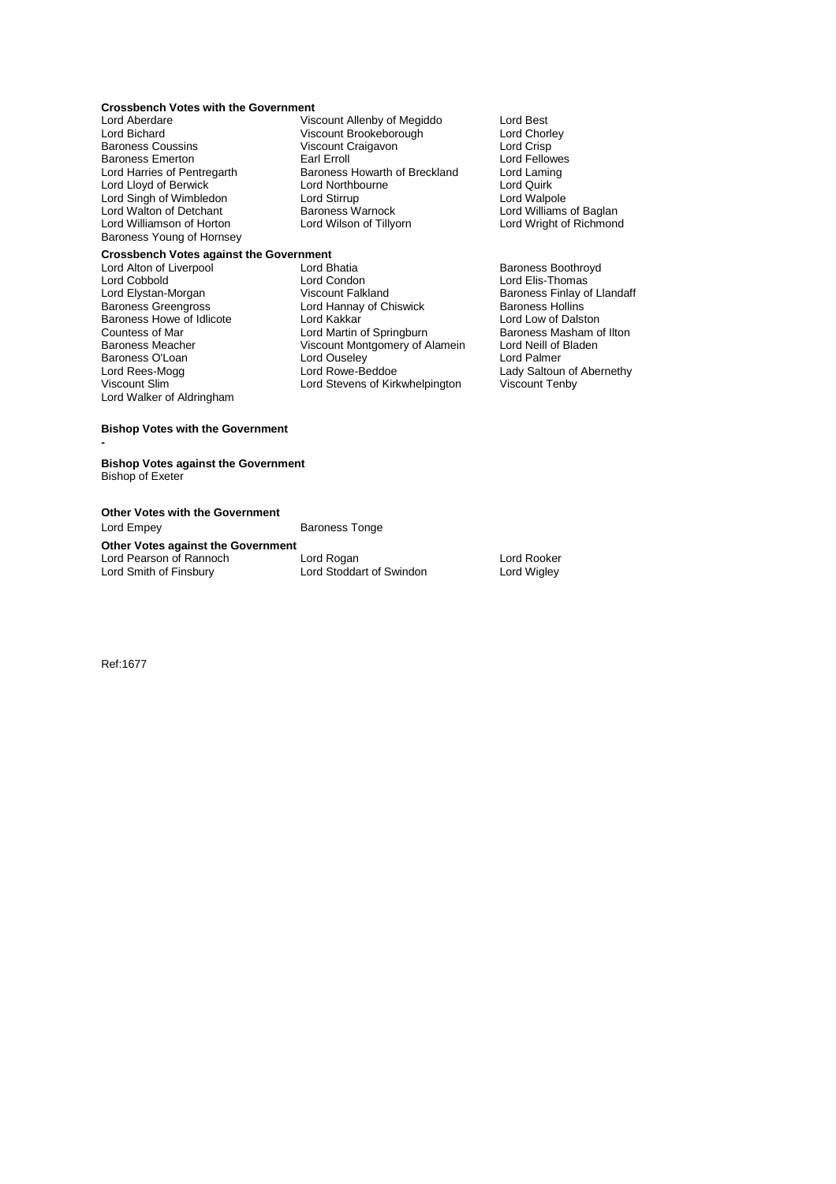**Crossbench Votes with the Government**

Lord Aberdare
Viscount Allenby of Megiddo
Lord Best
Lord Bichard
Viscount Brookeborough
Lord Chorley
Baroness Coussins
Viscount Craigavon
Lord Crisp
Baroness Emerton
Earl Erroll
Lord Fellowes
Lord Harries of Pentregarth
Baroness Howarth of Breckland
Lord Laming
Lord Lloyd of Berwick
Lord Northbourne
Lord Quirk
Lord Singh of Wimbledon
Lord Stirrup
Lord Walpole
Lord Walton of Detchant
Baroness Warnock
Lord Williams of Baglan
Lord Williamson of Horton
Lord Wilson of Tillyorn
Lord Wright of Richmond
Baroness Young of Hornsey

**Crossbench Votes against the Government**

Lord Alton of Liverpool
Lord Bhatia
Baroness Boothroyd
Lord Cobbold
Lord Condon
Lord Elis-Thomas
Lord Elystan-Morgan
Viscount Falkland
Baroness Finlay of Llandaff
Baroness Greengross
Lord Hannay of Chiswick
Baroness Hollins
Baroness Howe of Idlicote
Lord Kakkar
Lord Low of Dalston
Countess of Mar
Lord Martin of Springburn
Baroness Masham of Ilton
Baroness Meacher
Viscount Montgomery of Alamein
Lord Neill of Bladen
Baroness O'Loan
Lord Ouseley
Lord Palmer
Lord Rees-Mogg
Lord Rowe-Beddoe
Lady Saltoun of Abernethy
Viscount Slim
Lord Stevens of Kirkwhelpington
Viscount Tenby
Lord Walker of Aldringham

**Bishop Votes with the Government**

-

**Bishop Votes against the Government**

Bishop of Exeter

**Other Votes with the Government**

Lord Empey
Baroness Tonge

**Other Votes against the Government**

Lord Pearson of Rannoch
Lord Rogan
Lord Rooker
Lord Smith of Finsbury
Lord Stoddart of Swindon
Lord Wigley

Ref:1677